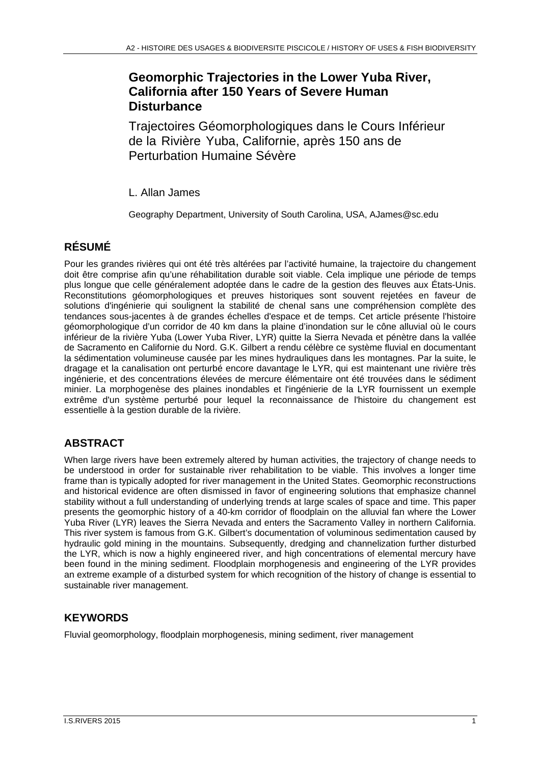# Geomorphic Trajectories in the Lower Yuba River, California after 150 Years of Severe Human Disturbance

Trajectoires Géomorphologiques dans le Cours Inférieur de la Rivière Yuba, Californie, après 150 ans de Perturbation Humaine Sévère

L. Allan James

Geography Department, University of South Carolina, USA, AJames@sc.edu

## RÉSUMÉ

Pour les grandes rivières qui ont été très altérées par l'activité humaine, la trajectoire du changement doit être comprise afin qu'une réhabilitation durable soit viable. Cela implique une période de temps plus longue que celle généralement adoptée dans le cadre de la gestion des fleuves aux États-Unis. Reconstitutions géomorphologiques et preuves historiques sont souvent rejetées en faveur de solutions d'ingénierie qui soulignent la stabilité de chenal sans une compréhension complète des tendances sous-jacentes à de grandes échelles d'espace et de temps. Cet article présente l'histoire géomorphologique d'un corridor de 40 km dans la plaine d'inondation sur le cône alluvial où le cours inférieur de la rivière Yuba (Lower Yuba River, LYR) quitte la Sierra Nevada et pénètre dans la vallée de Sacramento en Californie du Nord. G.K. Gilbert a rendu célèbre ce système fluvial en documentant la sédimentation volumineuse causée par les mines hydrauliques dans les montagnes. Par la suite, le dragage et la canalisation ont perturbé encore davantage le LYR, qui est maintenant une rivière très ingénierie, et des concentrations élevées de mercure élémentaire ont été trouvées dans le sédiment minier. La morphogenèse des plaines inondables et l'ingénierie de la LYR fournissent un exemple extrême d'un système perturbé pour lequel la reconnaissance de l'histoire du changement est essentielle à la gestion durable de la rivière.

## ABSTRACT

When large rivers have been extremely altered by human activities, the trajectory of change needs to be understood in order for sustainable river rehabilitation to be viable. This involves a longer time frame than is typically adopted for river management in the United States. Geomorphic reconstructions and historical evidence are often dismissed in favor of engineering solutions that emphasize channel stability without a full understanding of underlying trends at large scales of space and time. This paper presents the geomorphic history of a 40-km corridor of floodplain on the alluvial fan where the Lower Yuba River (LYR) leaves the Sierra Nevada and enters the Sacramento Valley in northern California. This river system is famous from G.K. Gilbert's documentation of voluminous sedimentation caused by hydraulic gold mining in the mountains. Subsequently, dredging and channelization further disturbed the LYR, which is now a highly engineered river, and high concentrations of elemental mercury have been found in the mining sediment. Floodplain morphogenesis and engineering of the LYR provides an extreme example of a disturbed system for which recognition of the history of change is essential to sustainable river management.

## KEYWORDS

Fluvial geomorphology, floodplain morphogenesis, mining sediment, river management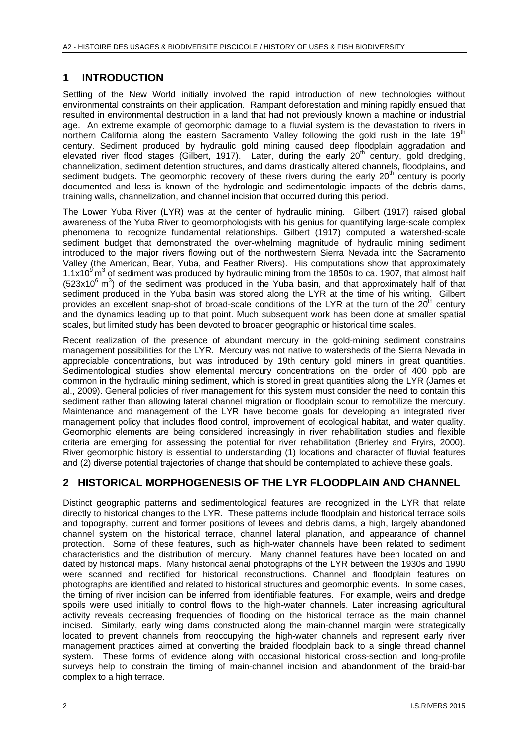## 1 INTRODUCTION

Settling of the New World initially involved the rapid introduction of new technologies without environmental constraints on their application. Rampant deforestation and mining rapidly ensued that resulted in environmental destruction in a land that had not previously known a machine or industrial age. An extreme example of geomorphic damage to a fluvial system is the devastation to rivers in northern California along the eastern Sacramento Valley following the gold rush in the late 19th century. Sediment produced by hydraulic gold mining caused deep floodplain aggradation and elevated river flood stages (Gilbert, 1917). Later, during the early 20th century, gold dredging, channelization, sediment detention structures, and dams drastically altered channels, floodplains, and sediment budgets. The geomorphic recovery of these rivers during the early 20th century is poorly documented and less is known of the hydrologic and sedimentologic impacts of the debris dams, training walls, channelization, and channel incision that occurred during this period.

The Lower Yuba River (LYR) was at the center of hydraulic mining. Gilbert (1917) raised global awareness of the Yuba River to geomorphologists with his genius for quantifying large-scale complex phenomena to recognize fundamental relationships. Gilbert (1917) computed a watershed-scale sediment budget that demonstrated the over-whelming magnitude of hydraulic mining sediment introduced to the major rivers flowing out of the northwestern Sierra Nevada into the Sacramento Valley (the American, Bear, Yuba, and Feather Rivers). His computations show that approximately $1.1x10^9$ $m^3$ of sediment was produced by hydraulic mining from the 1850s to ca. 1907, that almost half ($523x10^6$ $m^3$) of the sediment was produced in the Yuba basin, and that approximately half of that sediment produced in the Yuba basin was stored along the LYR at the time of his writing. Gilbert provides an excellent snap-shot of broad-scale conditions of the LYR at the turn of the 20th century and the dynamics leading up to that point. Much subsequent work has been done at smaller spatial scales, but limited study has been devoted to broader geographic or historical time scales.

Recent realization of the presence of abundant mercury in the gold-mining sediment constrains management possibilities for the LYR. Mercury was not native to watersheds of the Sierra Nevada in appreciable concentrations, but was introduced by 19th century gold miners in great quantities. Sedimentological studies show elemental mercury concentrations on the order of 400 ppb are common in the hydraulic mining sediment, which is stored in great quantities along the LYR (James et al., 2009). General policies of river management for this system must consider the need to contain this sediment rather than allowing lateral channel migration or floodplain scour to remobilize the mercury. Maintenance and management of the LYR have become goals for developing an integrated river management policy that includes flood control, improvement of ecological habitat, and water quality. Geomorphic elements are being considered increasingly in river rehabilitation studies and flexible criteria are emerging for assessing the potential for river rehabilitation (Brierley and Fryirs, 2000). River geomorphic history is essential to understanding (1) locations and character of fluvial features and (2) diverse potential trajectories of change that should be contemplated to achieve these goals.

## 2 HISTORICAL MORPHOGENESIS OF THE LYR FLOODPLAIN AND CHANNEL

Distinct geographic patterns and sedimentological features are recognized in the LYR that relate directly to historical changes to the LYR. These patterns include floodplain and historical terrace soils and topography, current and former positions of levees and debris dams, a high, largely abandoned channel system on the historical terrace, channel lateral planation, and appearance of channel protection. Some of these features, such as high-water channels have been related to sediment characteristics and the distribution of mercury. Many channel features have been located on and dated by historical maps. Many historical aerial photographs of the LYR between the 1930s and 1990 were scanned and rectified for historical reconstructions. Channel and floodplain features on photographs are identified and related to historical structures and geomorphic events. In some cases, the timing of river incision can be inferred from identifiable features. For example, weirs and dredge spoils were used initially to control flows to the high-water channels. Later increasing agricultural activity reveals decreasing frequencies of flooding on the historical terrace as the main channel incised. Similarly, early wing dams constructed along the main-channel margin were strategically located to prevent channels from reoccupying the high-water channels and represent early river management practices aimed at converting the braided floodplain back to a single thread channel system. These forms of evidence along with occasional historical cross-section and long-profile surveys help to constrain the timing of main-channel incision and abandonment of the braid-bar complex to a high terrace.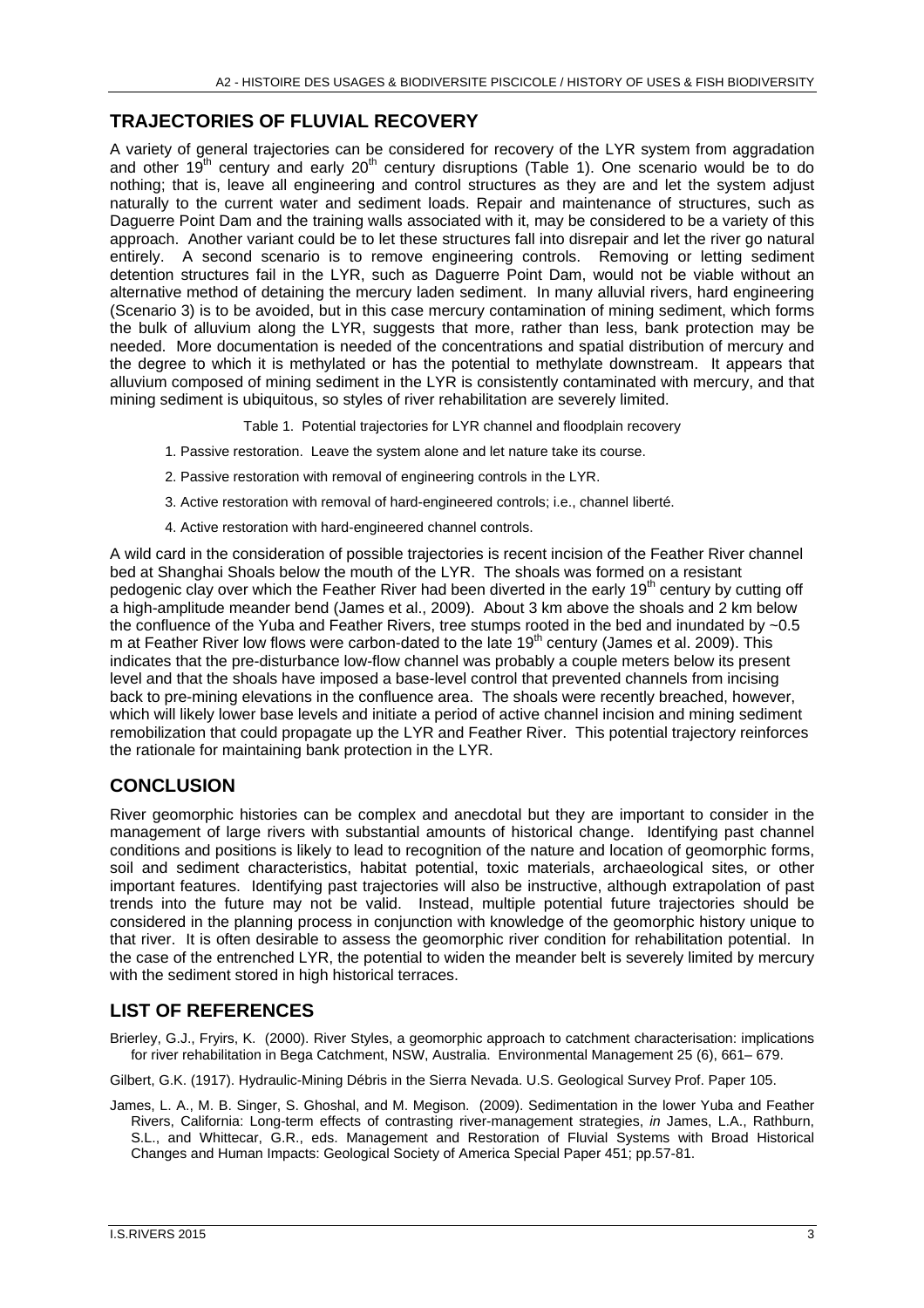## TRAJECTORIES OF FLUVIAL RECOVERY

A variety of general trajectories can be considered for recovery of the LYR system from aggradation and other 19$^{th}$ century and early 20$^{th}$ century disruptions (Table 1). One scenario would be to do nothing; that is, leave all engineering and control structures as they are and let the system adjust naturally to the current water and sediment loads. Repair and maintenance of structures, such as Daguerre Point Dam and the training walls associated with it, may be considered to be a variety of this approach. Another variant could be to let these structures fall into disrepair and let the river go natural entirely. A second scenario is to remove engineering controls. Removing or letting sediment detention structures fail in the LYR, such as Daguerre Point Dam, would not be viable without an alternative method of detaining the mercury laden sediment. In many alluvial rivers, hard engineering (Scenario 3) is to be avoided, but in this case mercury contamination of mining sediment, which forms the bulk of alluvium along the LYR, suggests that more, rather than less, bank protection may be needed. More documentation is needed of the concentrations and spatial distribution of mercury and the degree to which it is methylated or has the potential to methylate downstream. It appears that alluvium composed of mining sediment in the LYR is consistently contaminated with mercury, and that mining sediment is ubiquitous, so styles of river rehabilitation are severely limited.

Table 1. Potential trajectories for LYR channel and floodplain recovery

1. Passive restoration. Leave the system alone and let nature take its course.
2. Passive restoration with removal of engineering controls in the LYR.
3. Active restoration with removal of hard-engineered controls; i.e., channel liberté.
4. Active restoration with hard-engineered channel controls.

A wild card in the consideration of possible trajectories is recent incision of the Feather River channel bed at Shanghai Shoals below the mouth of the LYR. The shoals was formed on a resistant pedogenic clay over which the Feather River had been diverted in the early 19$^{th}$ century by cutting off a high-amplitude meander bend (James et al., 2009). About 3 km above the shoals and 2 km below the confluence of the Yuba and Feather Rivers, tree stumps rooted in the bed and inundated by ~0.5 m at Feather River low flows were carbon-dated to the late 19$^{th}$ century (James et al. 2009). This indicates that the pre-disturbance low-flow channel was probably a couple meters below its present level and that the shoals have imposed a base-level control that prevented channels from incising back to pre-mining elevations in the confluence area. The shoals were recently breached, however, which will likely lower base levels and initiate a period of active channel incision and mining sediment remobilization that could propagate up the LYR and Feather River. This potential trajectory reinforces the rationale for maintaining bank protection in the LYR.

## CONCLUSION

River geomorphic histories can be complex and anecdotal but they are important to consider in the management of large rivers with substantial amounts of historical change. Identifying past channel conditions and positions is likely to lead to recognition of the nature and location of geomorphic forms, soil and sediment characteristics, habitat potential, toxic materials, archaeological sites, or other important features. Identifying past trajectories will also be instructive, although extrapolation of past trends into the future may not be valid. Instead, multiple potential future trajectories should be considered in the planning process in conjunction with knowledge of the geomorphic history unique to that river. It is often desirable to assess the geomorphic river condition for rehabilitation potential. In the case of the entrenched LYR, the potential to widen the meander belt is severely limited by mercury with the sediment stored in high historical terraces.

## LIST OF REFERENCES

Brierley, G.J., Fryirs, K. (2000). River Styles, a geomorphic approach to catchment characterisation: implications for river rehabilitation in Bega Catchment, NSW, Australia. Environmental Management 25 (6), 661– 679.

Gilbert, G.K. (1917). Hydraulic-Mining Débris in the Sierra Nevada. U.S. Geological Survey Prof. Paper 105.

James, L. A., M. B. Singer, S. Ghoshal, and M. Megison. (2009). Sedimentation in the lower Yuba and Feather Rivers, California: Long-term effects of contrasting river-management strategies, *in* James, L.A., Rathburn, S.L., and Whittecar, G.R., eds. Management and Restoration of Fluvial Systems with Broad Historical Changes and Human Impacts: Geological Society of America Special Paper 451; pp.57-81.